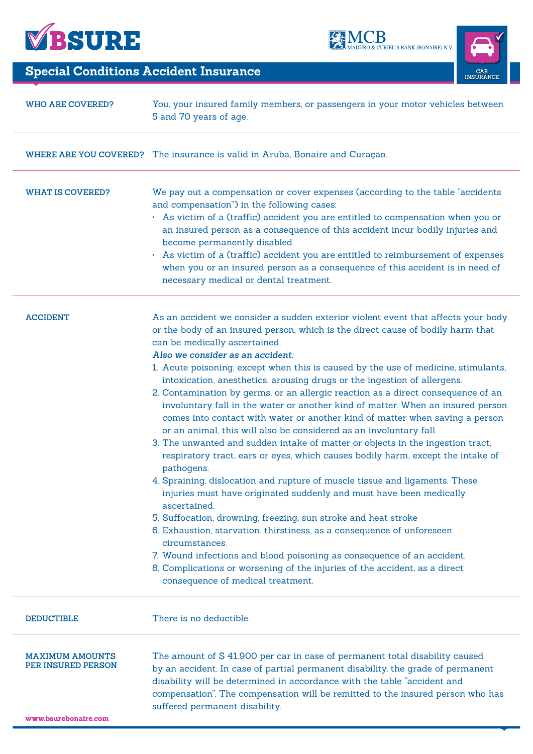# Special Conditions Accident Insurance

CAR INSURANCE

**WHO ARE COVERED?**

You, your insured family members, or passengers in your motor vehicles between 5 and 70 years of age.

**WHERE ARE YOU COVERED?**

The insurance is valid in Aruba, Bonaire and Curaçao.

**WHAT IS COVERED?**

We pay out a compensation or cover expenses (according to the table "accidents and compensation") in the following cases:

- As victim of a (traffic) accident you are entitled to compensation when you or an insured person as a consequence of this accident incur bodily injuries and become permanently disabled.
- As victim of a (traffic) accident you are entitled to reimbursement of expenses when you or an insured person as a consequence of this accident is in need of necessary medical or dental treatment.

**ACCIDENT**

As an accident we consider a sudden exterior violent event that affects your body or the body of an insured person, which is the direct cause of bodily harm that can be medically ascertained.

***Also we consider as an accident:***

1. Acute poisoning, except when this is caused by the use of medicine, stimulants, intoxication, anesthetics, arousing drugs or the ingestion of allergens.
2. Contamination by germs, or an allergic reaction as a direct consequence of an involuntary fall in the water or another kind of matter. When an insured person comes into contact with water or another kind of matter when saving a person or an animal, this will also be considered as an involuntary fall.
3. The unwanted and sudden intake of matter or objects in the ingestion tract, respiratory tract, ears or eyes, which causes bodily harm, except the intake of pathogens.
4. Spraining, dislocation and rupture of muscle tissue and ligaments. These injuries must have originated suddenly and must have been medically ascertained.
5. Suffocation, drowning, freezing, sun stroke and heat stroke
6. Exhaustion, starvation, thirstiness, as a consequence of unforeseen circumstances.
7. Wound infections and blood poisoning as consequence of an accident.
8. Complications or worsening of the injuries of the accident, as a direct consequence of medical treatment.

**DEDUCTIBLE**

There is no deductible.

**MAXIMUM AMOUNTS PER INSURED PERSON**

The amount of $ 41.900 per car in case of permanent total disability caused by an accident. In case of partial permanent disability, the grade of permanent disability will be determined in accordance with the table "accident and compensation". The compensation will be remitted to the insured person who has suffered permanent disability.

www.bsurebonaire.com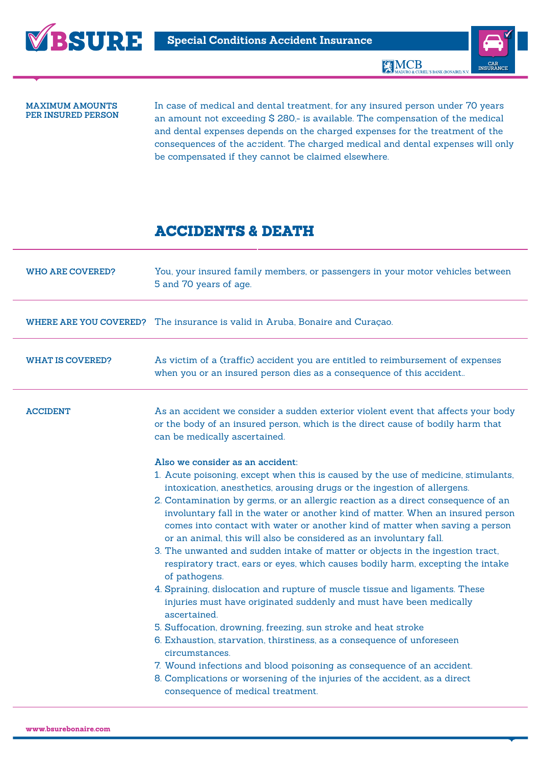**MAXIMUM AMOUNTS PER INSURED PERSON**

In case of medical and dental treatment, for any insured person under 70 years an amount not exceeding $ 280,- is available. The compensation of the medical and dental expenses depends on the charged expenses for the treatment of the consequences of the accident. The charged medical and dental expenses will only be compensated if they cannot be claimed elsewhere.

## ACCIDENTS & DEATH

**WHO ARE COVERED?**

You, your insured family members, or passengers in your motor vehicles between 5 and 70 years of age.

**WHERE ARE YOU COVERED?**

The insurance is valid in Aruba, Bonaire and Curaçao.

**WHAT IS COVERED?**

As victim of a (traffic) accident you are entitled to reimbursement of expenses when you or an insured person dies as a consequence of this accident..

**ACCIDENT**

As an accident we consider a sudden exterior violent event that affects your body or the body of an insured person, which is the direct cause of bodily harm that can be medically ascertained.

**Also we consider as an accident:**

1. Acute poisoning, except when this is caused by the use of medicine, stimulants, intoxication, anesthetics, arousing drugs or the ingestion of allergens.
2. Contamination by germs, or an allergic reaction as a direct consequence of an involuntary fall in the water or another kind of matter. When an insured person comes into contact with water or another kind of matter when saving a person or an animal, this will also be considered as an involuntary fall.
3. The unwanted and sudden intake of matter or objects in the ingestion tract, respiratory tract, ears or eyes, which causes bodily harm, excepting the intake of pathogens.
4. Spraining, dislocation and rupture of muscle tissue and ligaments. These injuries must have originated suddenly and must have been medically ascertained.
5. Suffocation, drowning, freezing, sun stroke and heat stroke
6. Exhaustion, starvation, thirstiness, as a consequence of unforeseen circumstances.
7. Wound infections and blood poisoning as consequence of an accident.
8. Complications or worsening of the injuries of the accident, as a direct consequence of medical treatment.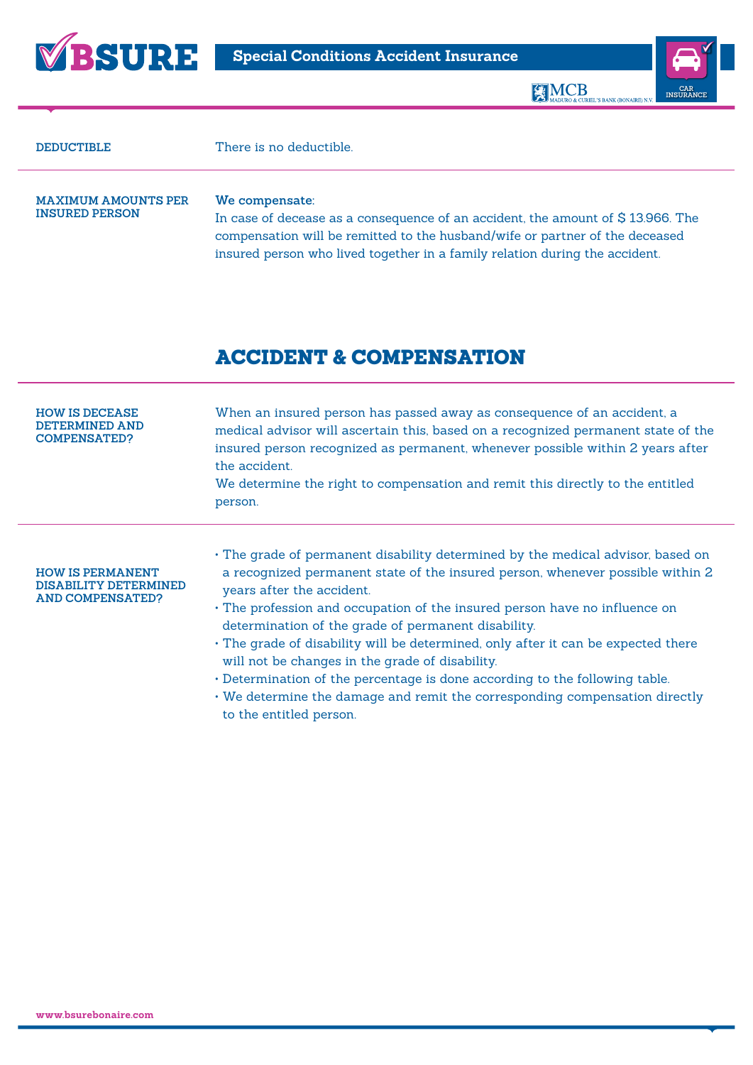**DEDUCTIBLE**

There is no deductible.

**MAXIMUM AMOUNTS PER INSURED PERSON**

**We compensate:**
In case of decease as a consequence of an accident, the amount of $ 13.966. The compensation will be remitted to the husband/wife or partner of the deceased insured person who lived together in a family relation during the accident.

## ACCIDENT & COMPENSATION

**HOW IS DECEASE DETERMINED AND COMPENSATED?**

When an insured person has passed away as consequence of an accident, a medical advisor will ascertain this, based on a recognized permanent state of the insured person recognized as permanent, whenever possible within 2 years after the accident.
We determine the right to compensation and remit this directly to the entitled person.

**HOW IS PERMANENT DISABILITY DETERMINED AND COMPENSATED?**

- The grade of permanent disability determined by the medical advisor, based on a recognized permanent state of the insured person, whenever possible within 2 years after the accident.
- The profession and occupation of the insured person have no influence on determination of the grade of permanent disability.
- The grade of disability will be determined, only after it can be expected there will not be changes in the grade of disability.
- Determination of the percentage is done according to the following table.
- We determine the damage and remit the corresponding compensation directly to the entitled person.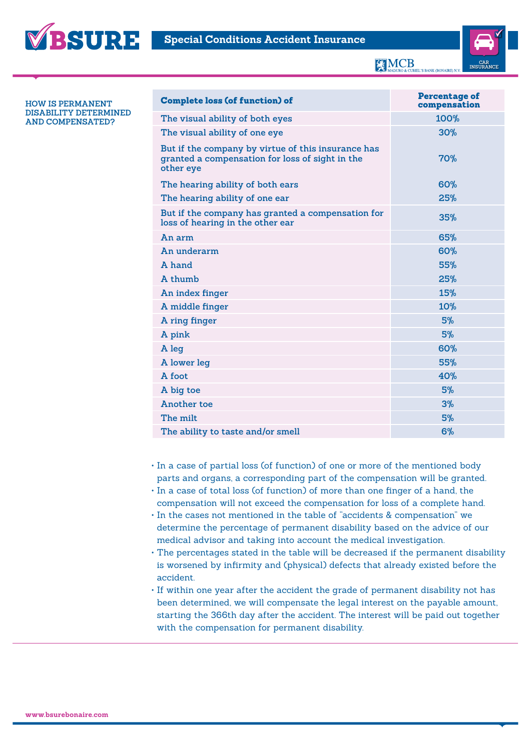HOW IS PERMANENT DISABILITY DETERMINED AND COMPENSATED?

| Complete loss (of function) of | Percentage of compensation |
|---|---|
| The visual ability of both eyes | 100% |
| The visual ability of one eye | 30% |
| But if the company by virtue of this insurance has granted a compensation for loss of sight in the other eye | 70% |
| The hearing ability of both ears | 60% |
| The hearing ability of one ear | 25% |
| But if the company has granted a compensation for loss of hearing in the other ear | 35% |
| An arm | 65% |
| An underarm | 60% |
| A hand | 55% |
| A thumb | 25% |
| An index finger | 15% |
| A middle finger | 10% |
| A ring finger | 5% |
| A pink | 5% |
| A leg | 60% |
| A lower leg | 55% |
| A foot | 40% |
| A big toe | 5% |
| Another toe | 3% |
| The milt | 5% |
| The ability to taste and/or smell | 6% |

- In a case of partial loss (of function) of one or more of the mentioned body parts and organs, a corresponding part of the compensation will be granted.
- In a case of total loss (of function) of more than one finger of a hand, the compensation will not exceed the compensation for loss of a complete hand.
- In the cases not mentioned in the table of "accidents & compensation" we determine the percentage of permanent disability based on the advice of our medical advisor and taking into account the medical investigation.
- The percentages stated in the table will be decreased if the permanent disability is worsened by infirmity and (physical) defects that already existed before the accident.
- If within one year after the accident the grade of permanent disability not has been determined, we will compensate the legal interest on the payable amount, starting the 366th day after the accident. The interest will be paid out together with the compensation for permanent disability.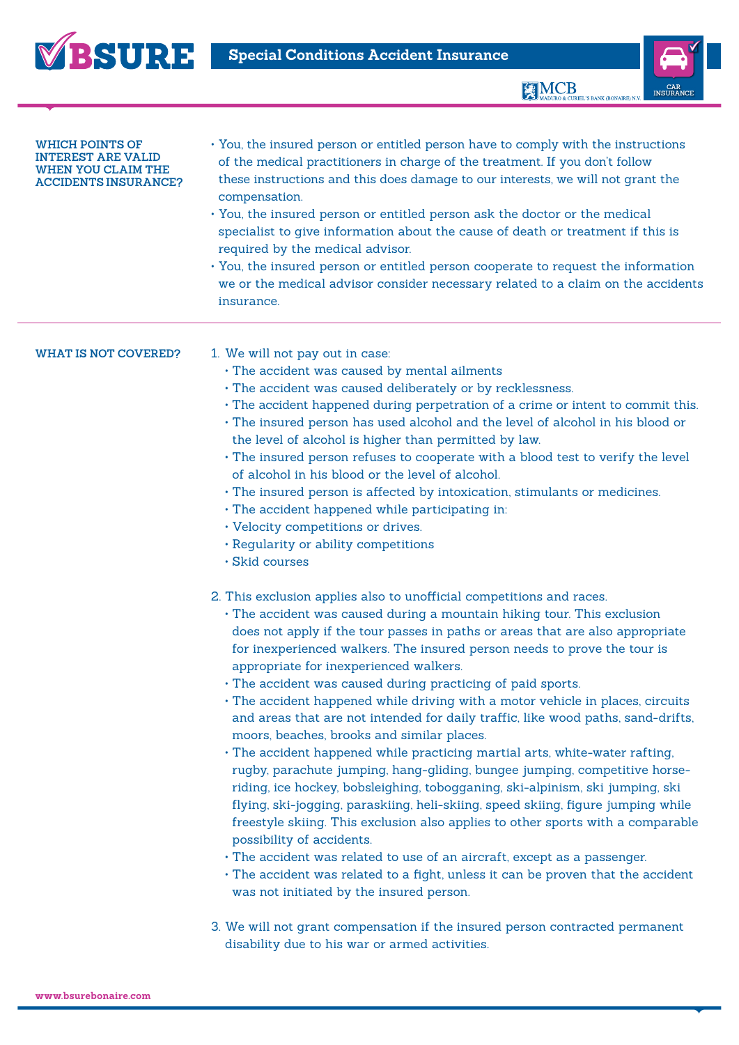## WHICH POINTS OF INTEREST ARE VALID WHEN YOU CLAIM THE ACCIDENTS INSURANCE?

- You, the insured person or entitled person have to comply with the instructions of the medical practitioners in charge of the treatment. If you don't follow these instructions and this does damage to our interests, we will not grant the compensation.
- You, the insured person or entitled person ask the doctor or the medical specialist to give information about the cause of death or treatment if this is required by the medical advisor.
- You, the insured person or entitled person cooperate to request the information we or the medical advisor consider necessary related to a claim on the accidents insurance.

## WHAT IS NOT COVERED?

1. We will not pay out in case:
   - The accident was caused by mental ailments
   - The accident was caused deliberately or by recklessness.
   - The accident happened during perpetration of a crime or intent to commit this.
   - The insured person has used alcohol and the level of alcohol in his blood or the level of alcohol is higher than permitted by law.
   - The insured person refuses to cooperate with a blood test to verify the level of alcohol in his blood or the level of alcohol.
   - The insured person is affected by intoxication, stimulants or medicines.
   - The accident happened while participating in:
   - Velocity competitions or drives.
   - Regularity or ability competitions
   - Skid courses

2. This exclusion applies also to unofficial competitions and races.
   - The accident was caused during a mountain hiking tour. This exclusion does not apply if the tour passes in paths or areas that are also appropriate for inexperienced walkers. The insured person needs to prove the tour is appropriate for inexperienced walkers.
   - The accident was caused during practicing of paid sports.
   - The accident happened while driving with a motor vehicle in places, circuits and areas that are not intended for daily traffic, like wood paths, sand-drifts, moors, beaches, brooks and similar places.
   - The accident happened while practicing martial arts, white-water rafting, rugby, parachute jumping, hang-gliding, bungee jumping, competitive horse-riding, ice hockey, bobsleighing, tobogganing, ski-alpinism, ski jumping, ski flying, ski-jogging, paraskiing, heli-skiing, speed skiing, figure jumping while freestyle skiing. This exclusion also applies to other sports with a comparable possibility of accidents.
   - The accident was related to use of an aircraft, except as a passenger.
   - The accident was related to a fight, unless it can be proven that the accident was not initiated by the insured person.

3. We will not grant compensation if the insured person contracted permanent disability due to his war or armed activities.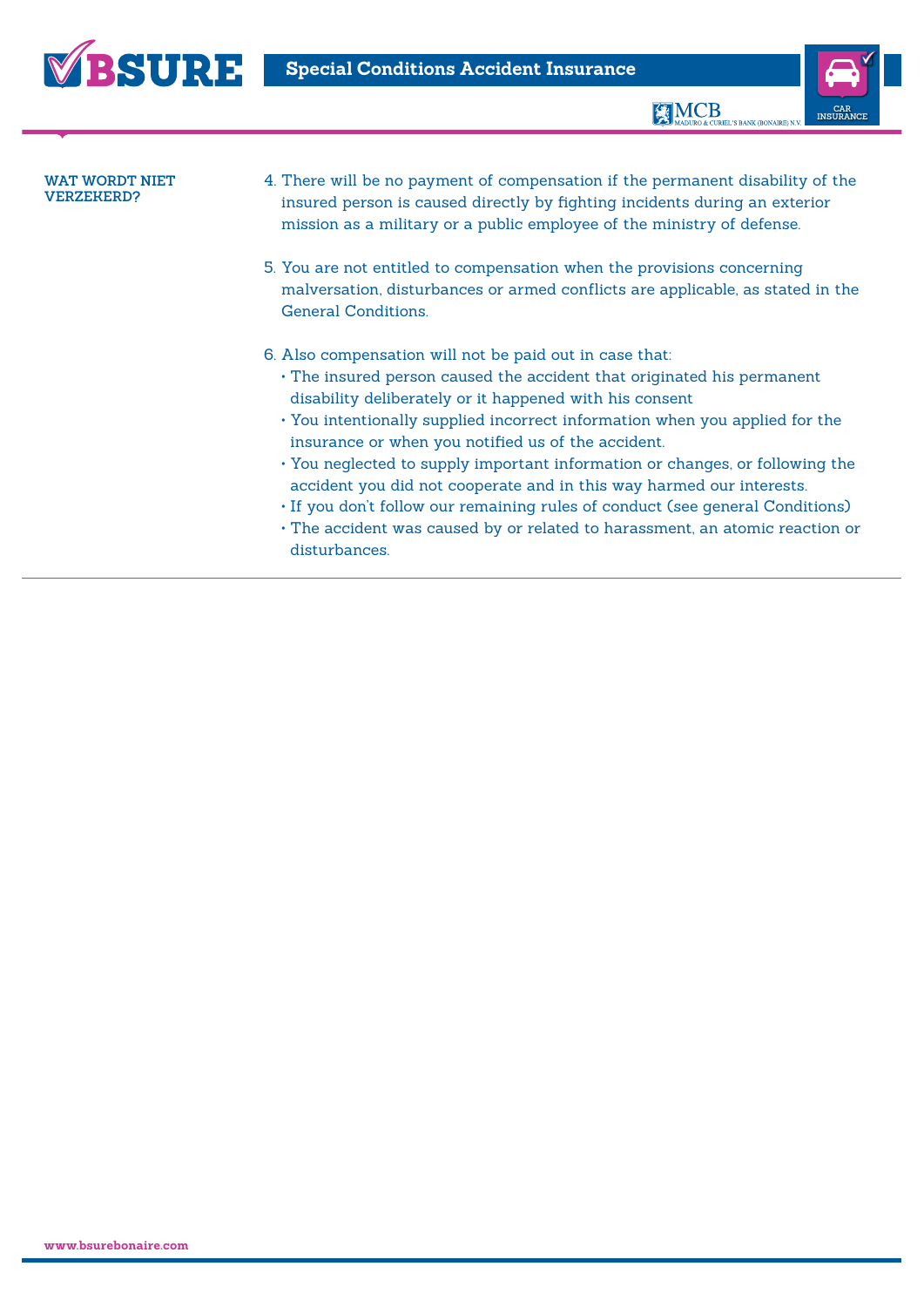**WAT WORDT NIET VERZEKERD?**

4. There will be no payment of compensation if the permanent disability of the insured person is caused directly by fighting incidents during an exterior mission as a military or a public employee of the ministry of defense.

5. You are not entitled to compensation when the provisions concerning malversation, disturbances or armed conflicts are applicable, as stated in the General Conditions.

6. Also compensation will not be paid out in case that:
   - The insured person caused the accident that originated his permanent disability deliberately or it happened with his consent
   - You intentionally supplied incorrect information when you applied for the insurance or when you notified us of the accident.
   - You neglected to supply important information or changes, or following the accident you did not cooperate and in this way harmed our interests.
   - If you don't follow our remaining rules of conduct (see general Conditions)
   - The accident was caused by or related to harassment, an atomic reaction or disturbances.